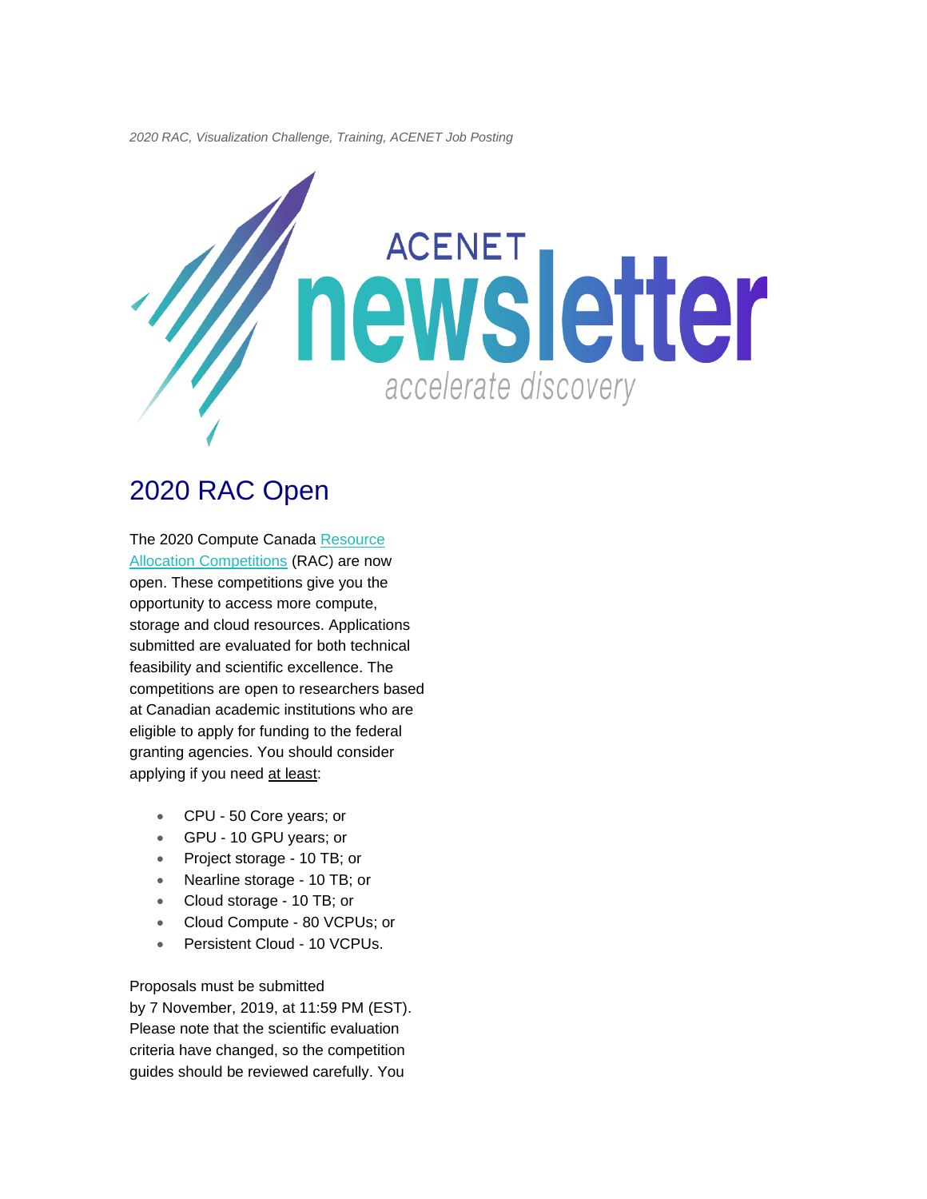*2020 RAC, Visualization Challenge, Training, ACENET Job Posting*

ACENET **newsletter**

*accelerate discovery*

## 2020 RAC Open

The 2020 Compute Canada Resource Allocation Competitions (RAC) are now open. These competitions give you the opportunity to access more compute, storage and cloud resources. Applications submitted are evaluated for both technical feasibility and scientific excellence. The competitions are open to researchers based at Canadian academic institutions who are eligible to apply for funding to the federal granting agencies. You should consider applying if you need at least:

- CPU - 50 Core years; or
- GPU - 10 GPU years; or
- Project storage - 10 TB; or
- Nearline storage - 10 TB; or
- Cloud storage - 10 TB; or
- Cloud Compute - 80 VCPUs; or
- Persistent Cloud - 10 VCPUs.

Proposals must be submitted by 7 November, 2019, at 11:59 PM (EST). Please note that the scientific evaluation criteria have changed, so the competition guides should be reviewed carefully. You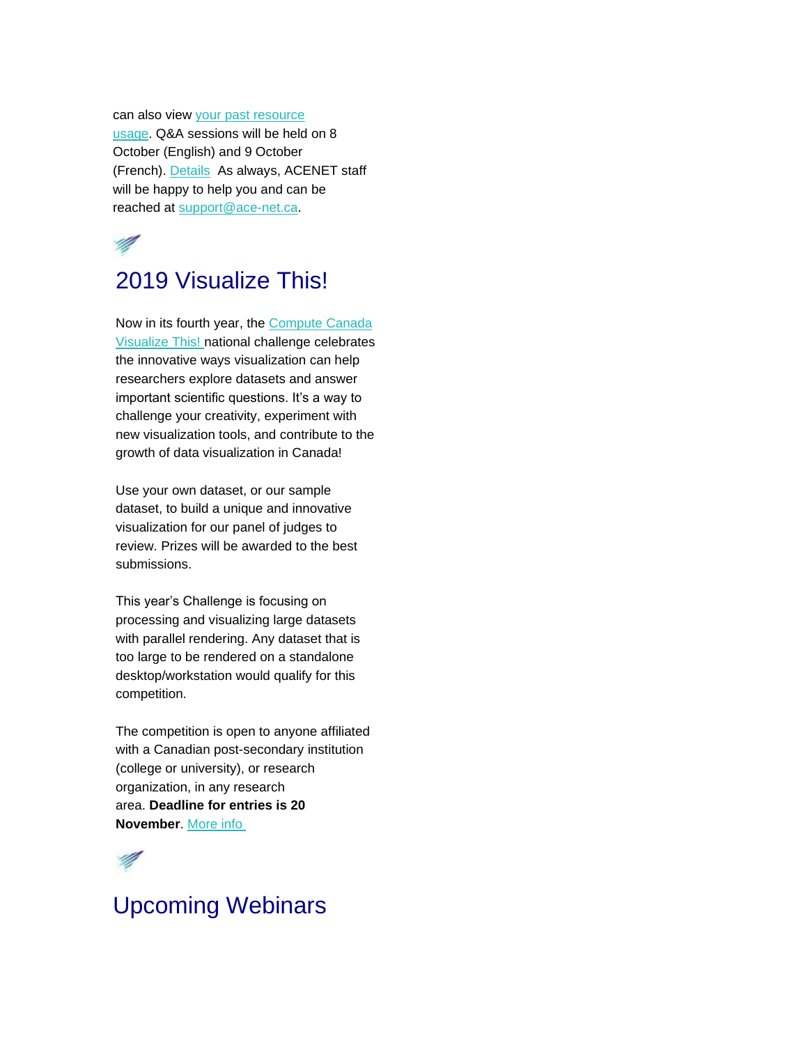can also view your past resource usage. Q&A sessions will be held on 8 October (English) and 9 October (French). Details  As always, ACENET staff will be happy to help you and can be reached at support@ace-net.ca.

## 2019 Visualize This!

Now in its fourth year, the Compute Canada Visualize This! national challenge celebrates the innovative ways visualization can help researchers explore datasets and answer important scientific questions. It's a way to challenge your creativity, experiment with new visualization tools, and contribute to the growth of data visualization in Canada!

Use your own dataset, or our sample dataset, to build a unique and innovative visualization for our panel of judges to review. Prizes will be awarded to the best submissions.

This year's Challenge is focusing on processing and visualizing large datasets with parallel rendering. Any dataset that is too large to be rendered on a standalone desktop/workstation would qualify for this competition.

The competition is open to anyone affiliated with a Canadian post-secondary institution (college or university), or research organization, in any research area. **Deadline for entries is 20 November**. More info

## Upcoming Webinars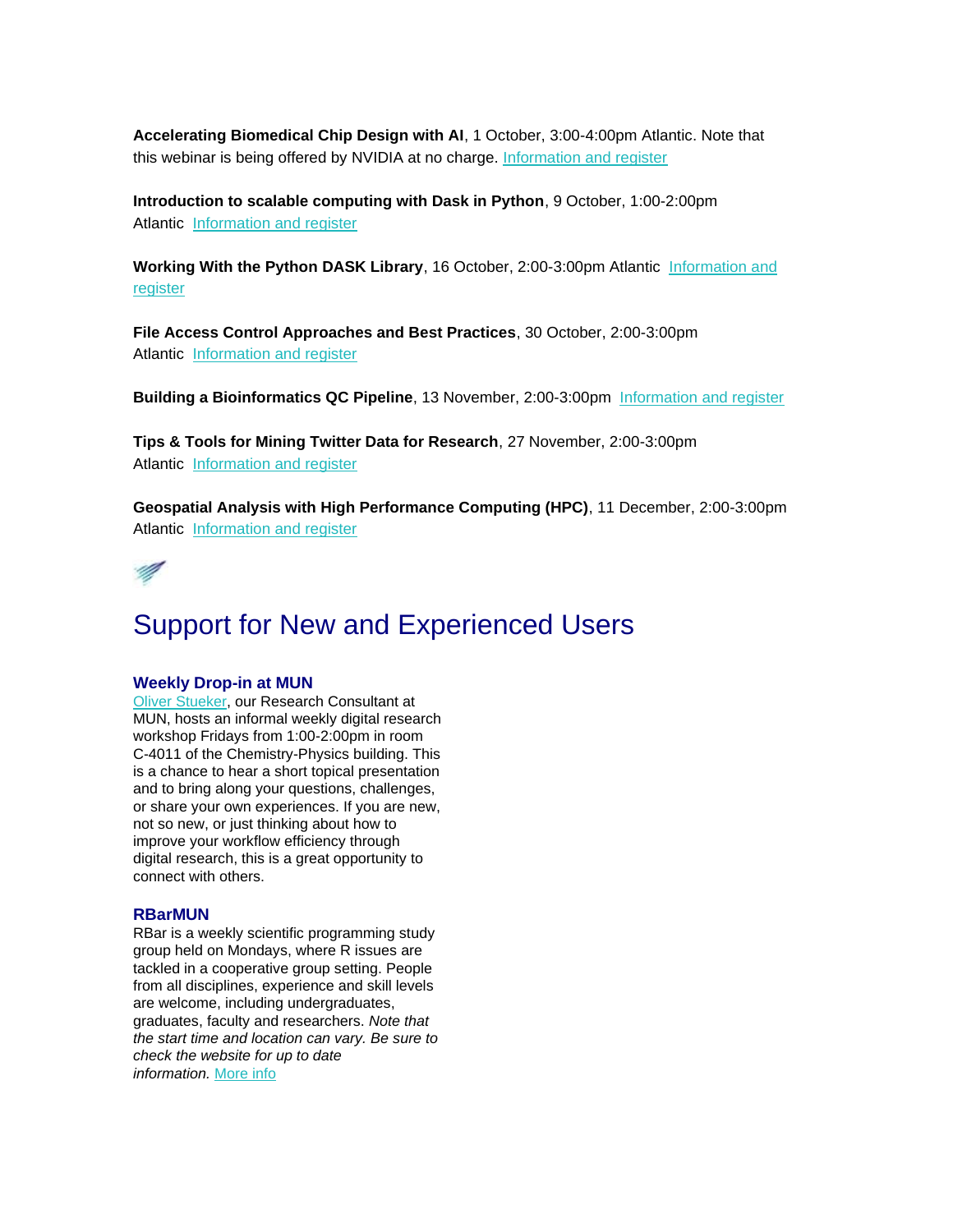**Accelerating Biomedical Chip Design with AI**, 1 October, 3:00-4:00pm Atlantic. Note that this webinar is being offered by NVIDIA at no charge. Information and register

**Introduction to scalable computing with Dask in Python**, 9 October, 1:00-2:00pm Atlantic  Information and register

**Working With the Python DASK Library**, 16 October, 2:00-3:00pm Atlantic  Information and register

**File Access Control Approaches and Best Practices**, 30 October, 2:00-3:00pm Atlantic  Information and register

**Building a Bioinformatics QC Pipeline**, 13 November, 2:00-3:00pm  Information and register

**Tips & Tools for Mining Twitter Data for Research**, 27 November, 2:00-3:00pm Atlantic  Information and register

**Geospatial Analysis with High Performance Computing (HPC)**, 11 December, 2:00-3:00pm Atlantic  Information and register

# Support for New and Experienced Users

### Weekly Drop-in at MUN

Oliver Stueker, our Research Consultant at MUN, hosts an informal weekly digital research workshop Fridays from 1:00-2:00pm in room C-4011 of the Chemistry-Physics building. This is a chance to hear a short topical presentation and to bring along your questions, challenges, or share your own experiences. If you are new, not so new, or just thinking about how to improve your workflow efficiency through digital research, this is a great opportunity to connect with others.

### RBarMUN

RBar is a weekly scientific programming study group held on Mondays, where R issues are tackled in a cooperative group setting. People from all disciplines, experience and skill levels are welcome, including undergraduates, graduates, faculty and researchers. *Note that the start time and location can vary. Be sure to check the website for up to date information.* More info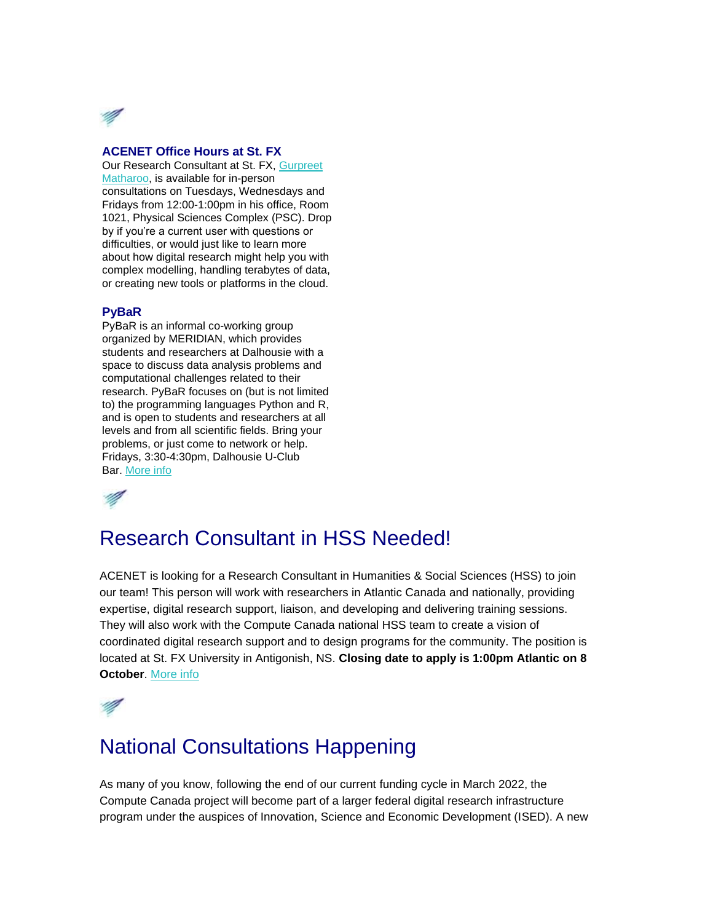### ACENET Office Hours at St. FX

Our Research Consultant at St. FX, Gurpreet Matharoo, is available for in-person consultations on Tuesdays, Wednesdays and Fridays from 12:00-1:00pm in his office, Room 1021, Physical Sciences Complex (PSC). Drop by if you're a current user with questions or difficulties, or would just like to learn more about how digital research might help you with complex modelling, handling terabytes of data, or creating new tools or platforms in the cloud.

### PyBaR

PyBaR is an informal co-working group organized by MERIDIAN, which provides students and researchers at Dalhousie with a space to discuss data analysis problems and computational challenges related to their research. PyBaR focuses on (but is not limited to) the programming languages Python and R, and is open to students and researchers at all levels and from all scientific fields. Bring your problems, or just come to network or help. Fridays, 3:30-4:30pm, Dalhousie U-Club Bar. More info

## Research Consultant in HSS Needed!

ACENET is looking for a Research Consultant in Humanities & Social Sciences (HSS) to join our team! This person will work with researchers in Atlantic Canada and nationally, providing expertise, digital research support, liaison, and developing and delivering training sessions. They will also work with the Compute Canada national HSS team to create a vision of coordinated digital research support and to design programs for the community. The position is located at St. FX University in Antigonish, NS. **Closing date to apply is 1:00pm Atlantic on 8 October**. More info

## National Consultations Happening

As many of you know, following the end of our current funding cycle in March 2022, the Compute Canada project will become part of a larger federal digital research infrastructure program under the auspices of Innovation, Science and Economic Development (ISED). A new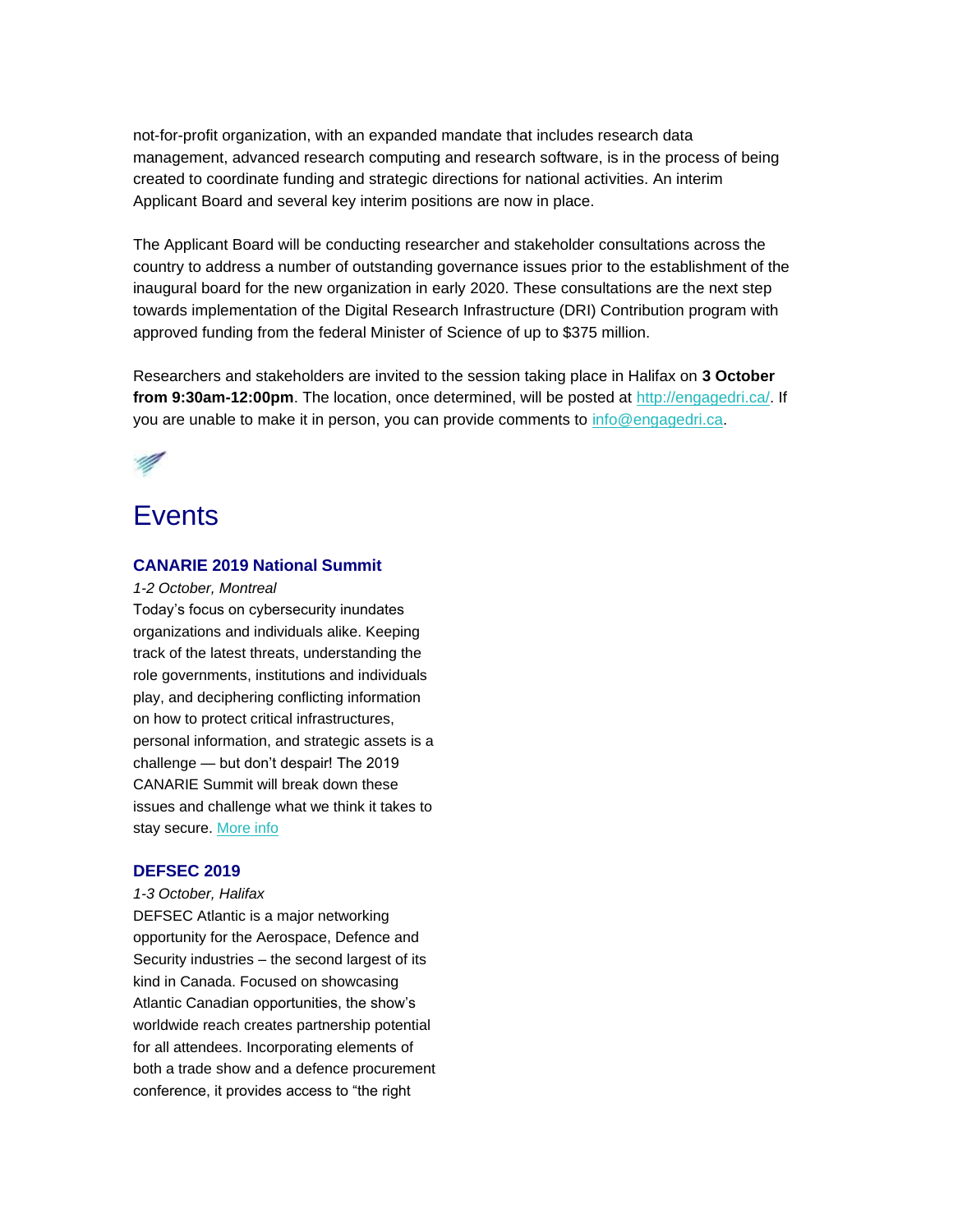not-for-profit organization, with an expanded mandate that includes research data management, advanced research computing and research software, is in the process of being created to coordinate funding and strategic directions for national activities. An interim Applicant Board and several key interim positions are now in place.

The Applicant Board will be conducting researcher and stakeholder consultations across the country to address a number of outstanding governance issues prior to the establishment of the inaugural board for the new organization in early 2020. These consultations are the next step towards implementation of the Digital Research Infrastructure (DRI) Contribution program with approved funding from the federal Minister of Science of up to $375 million.

Researchers and stakeholders are invited to the session taking place in Halifax on **3 October from 9:30am-12:00pm**. The location, once determined, will be posted at [http://engagedri.ca/](http://engagedri.ca/). If you are unable to make it in person, you can provide comments to [info@engagedri.ca](mailto:info@engagedri.ca).

# Events

### CANARIE 2019 National Summit

*1-2 October, Montreal*

Today's focus on cybersecurity inundates organizations and individuals alike. Keeping track of the latest threats, understanding the role governments, institutions and individuals play, and deciphering conflicting information on how to protect critical infrastructures, personal information, and strategic assets is a challenge — but don't despair! The 2019 CANARIE Summit will break down these issues and challenge what we think it takes to stay secure. More info

### DEFSEC 2019

*1-3 October, Halifax*

DEFSEC Atlantic is a major networking opportunity for the Aerospace, Defence and Security industries – the second largest of its kind in Canada. Focused on showcasing Atlantic Canadian opportunities, the show's worldwide reach creates partnership potential for all attendees. Incorporating elements of both a trade show and a defence procurement conference, it provides access to "the right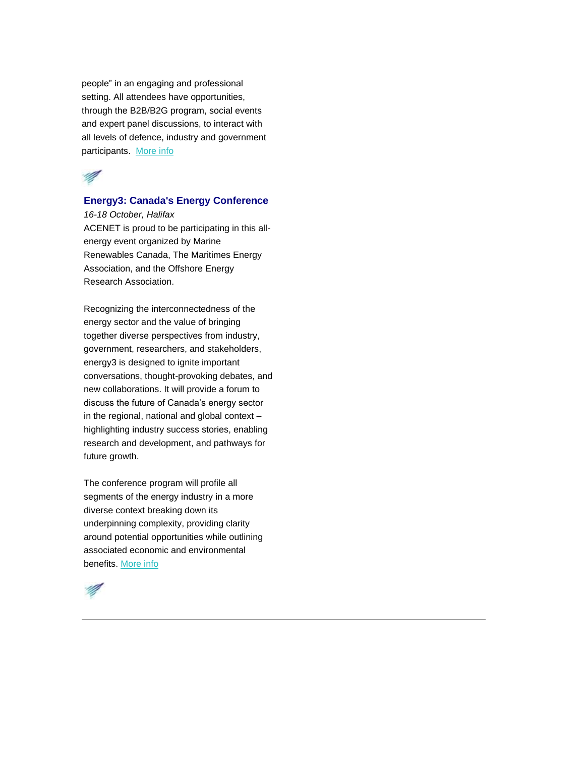people" in an engaging and professional setting. All attendees have opportunities, through the B2B/B2G program, social events and expert panel discussions, to interact with all levels of defence, industry and government participants. More info

### Energy3: Canada's Energy Conference

*16-18 October, Halifax*

ACENET is proud to be participating in this all-energy event organized by Marine Renewables Canada, The Maritimes Energy Association, and the Offshore Energy Research Association.

Recognizing the interconnectedness of the energy sector and the value of bringing together diverse perspectives from industry, government, researchers, and stakeholders, energy3 is designed to ignite important conversations, thought-provoking debates, and new collaborations. It will provide a forum to discuss the future of Canada's energy sector in the regional, national and global context – highlighting industry success stories, enabling research and development, and pathways for future growth.

The conference program will profile all segments of the energy industry in a more diverse context breaking down its underpinning complexity, providing clarity around potential opportunities while outlining associated economic and environmental benefits. More info